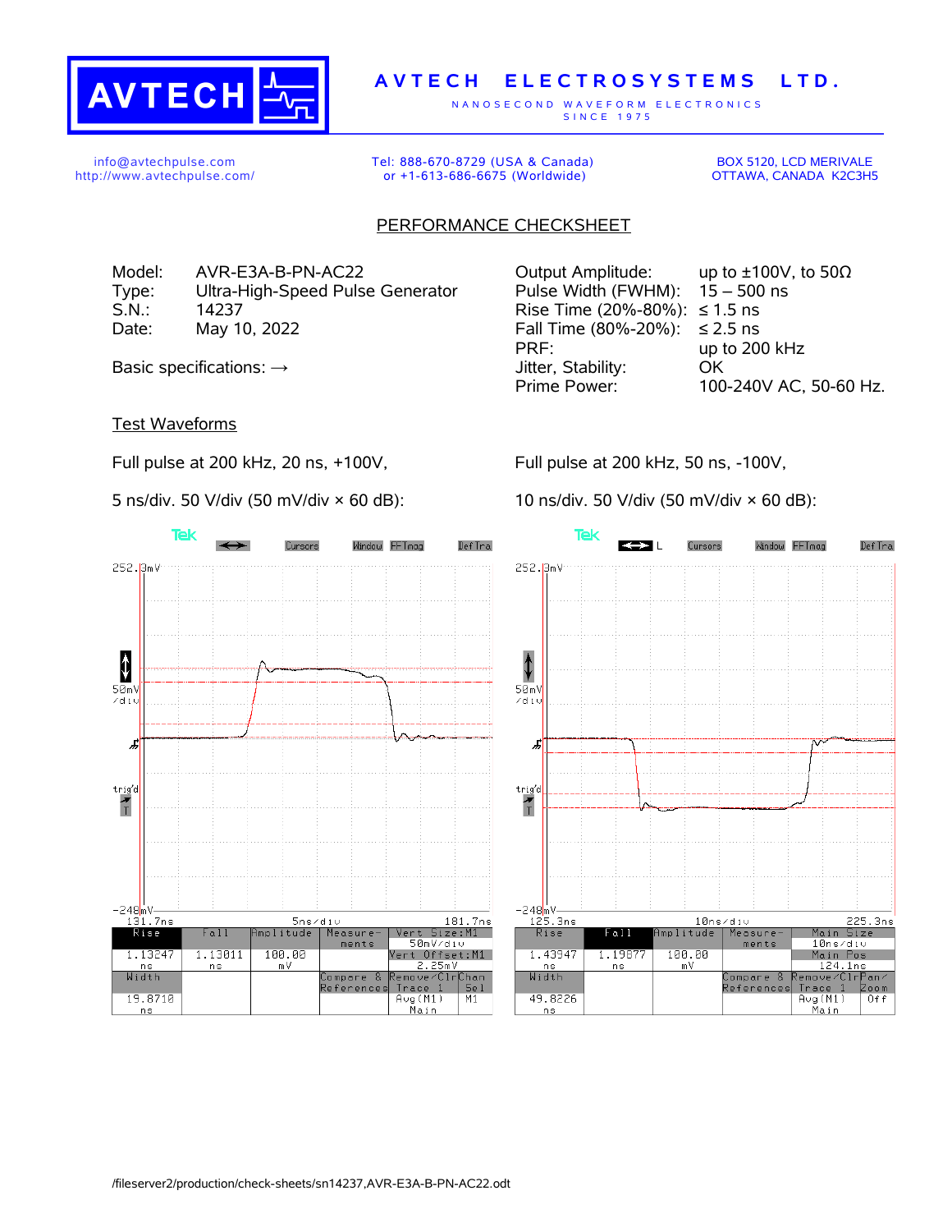# AVTECH ELECTROSYSTEMS LTD.

NANOSECOND WAVEFORM ELECTRONICS
SINCE 1975

info@avtechpulse.com
http://www.avtechpulse.com/

Tel: 888-670-8729 (USA & Canada)
or +1-613-686-6675 (Worldwide)

BOX 5120, LCD MERIVALE
OTTAWA, CANADA K2C3H5

## PERFORMANCE CHECKSHEET

Model: AVR-E3A-B-PN-AC22
Type: Ultra-High-Speed Pulse Generator
S.N.: 14237
Date: May 10, 2022

Basic specifications: →

| | |
|---|---|
| Output Amplitude: | up to ±100V, to 50Ω |
| Pulse Width (FWHM): | 15 – 500 ns |
| Rise Time (20%-80%): | ≤ 1.5 ns |
| Fall Time (80%-20%): | ≤ 2.5 ns |
| PRF: | up to 200 kHz |
| Jitter, Stability: | OK |
| Prime Power: | 100-240V AC, 50-60 Hz. |

### Test Waveforms

Full pulse at 200 kHz, 20 ns, +100V,

5 ns/div. 50 V/div (50 mV/div × 60 dB):

| Rise | Fall | Amplitude | Width |
|---|---|---|---|
| 1.13247 ns | 1.13011 ns | 100.00 mV | 19.8710 ns |

Full pulse at 200 kHz, 50 ns, -100V,

10 ns/div. 50 V/div (50 mV/div × 60 dB):

| Rise | Fall | Amplitude | Width |
|---|---|---|---|
| 1.43947 ns | 1.19877 ns | 100.00 mV | 49.8226 ns |

/fileserver2/production/check-sheets/sn14237,AVR-E3A-B-PN-AC22.odt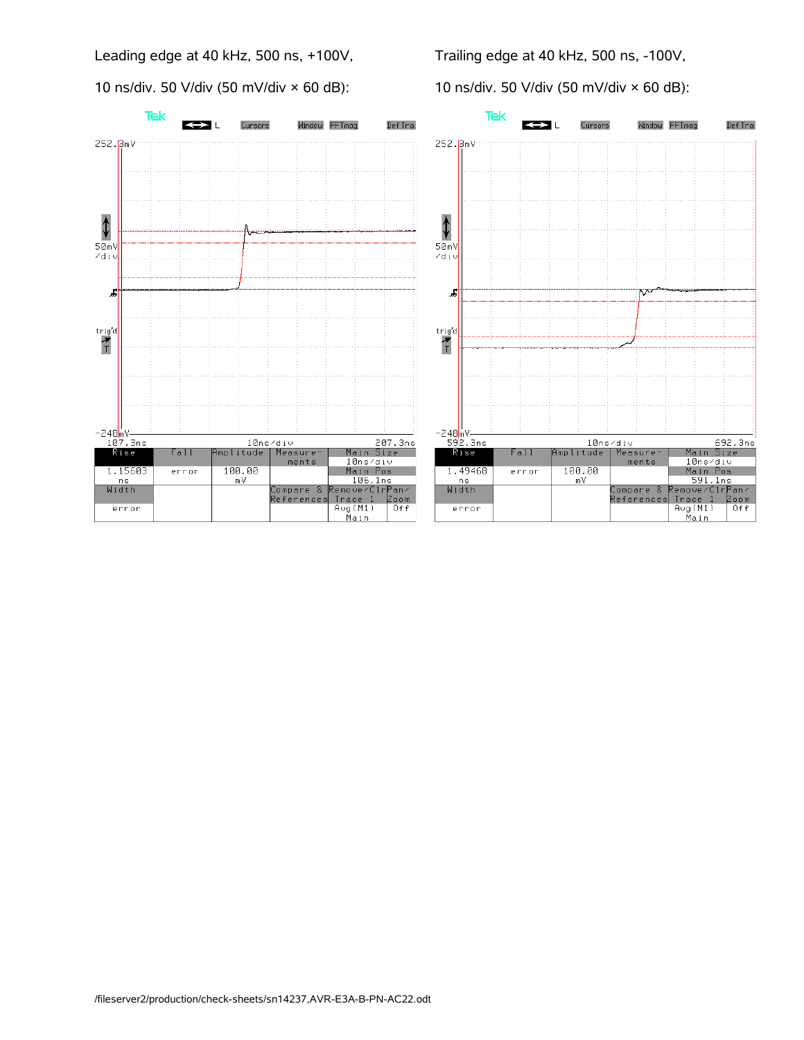Leading edge at 40 kHz, 500 ns, +100V,

10 ns/div. 50 V/div (50 mV/div × 60 dB):

| Rise | Fall | Amplitude | Measurements | Main Size | |
|---|---|---|---|---|---|
| 1.15603 ns | error | 100.00 mV | | 10ns/div | |
| | | | | Main Pos | |
| | | | | 106.1ns | |
| Width | | | Compare & References | Remove/Clr Trace 1 | Pan/Zoom |
| error | | | | Avg(M1) Main | Off |

Trailing edge at 40 kHz, 500 ns, -100V,

10 ns/div. 50 V/div (50 mV/div × 60 dB):

| Rise | Fall | Amplitude | Measurements | Main Size | |
|---|---|---|---|---|---|
| 1.49468 ns | error | 100.00 mV | | 10ns/div | |
| | | | | Main Pos | |
| | | | | 591.1ns | |
| Width | | | Compare & References | Remove/Clr Trace 1 | Pan/Zoom |
| error | | | | Avg(M1) Main | Off |

/fileserver2/production/check-sheets/sn14237,AVR-E3A-B-PN-AC22.odt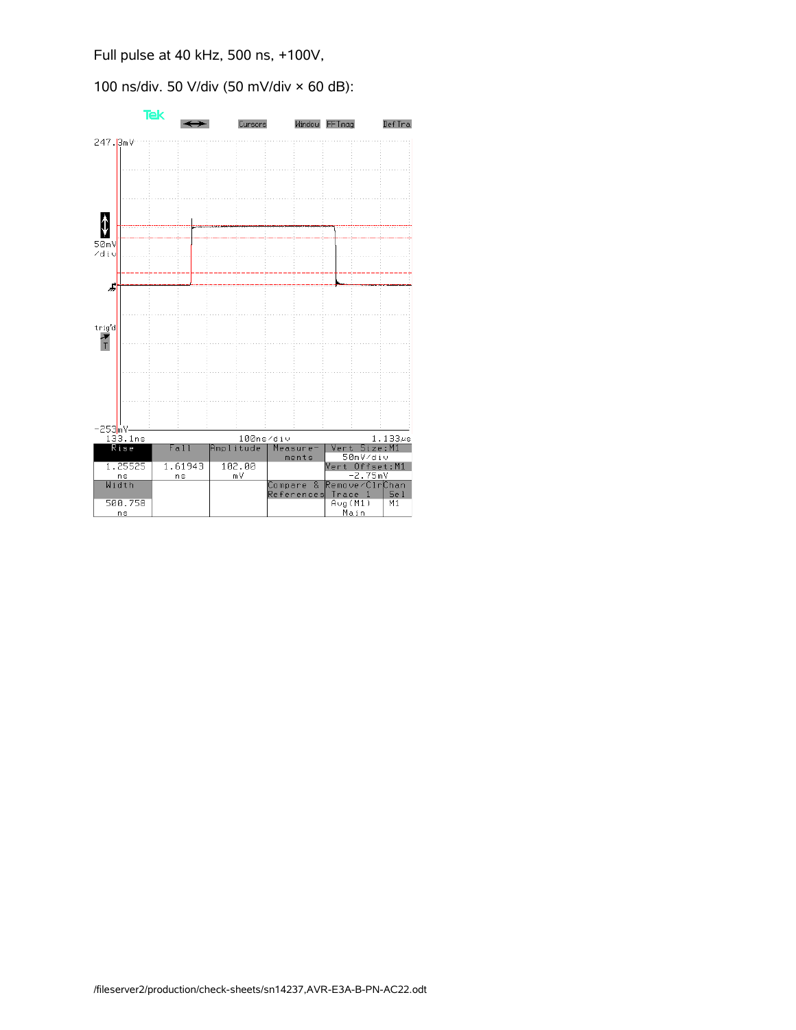Full pulse at 40 kHz, 500 ns, +100V,

100 ns/div. 50 V/div (50 mV/div × 60 dB):

Tek

Cursors

Window

FFTmag

DefTra

247.3mV

50mV /div

trig'd

T

-253mV

133.1ns

100ns/div

1.133µs

Rise

1.25525 ns

Fall

1.61943 ns

Amplitude

102.00 mV

Measure-ments

Vert Size:M1

50mV/div

Vert Offset:M1

-2.75mV

Width

500.758 ns

Compare & References

Remove/Clr Trace 1

Avg(M1) Main

Chan Sel

M1

/fileserver2/production/check-sheets/sn14237,AVR-E3A-B-PN-AC22.odt